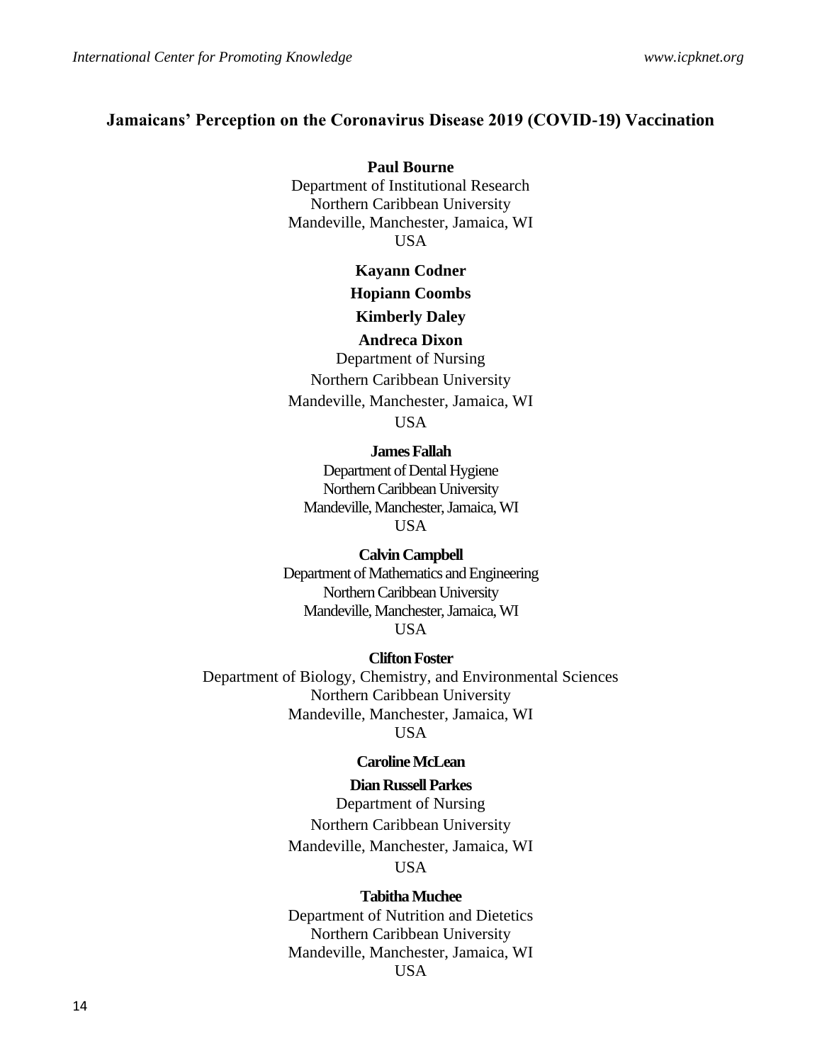# Jamaicans' Perception on the Coronavirus Disease 2019 (COVID-19) Vaccination

**Paul Bourne**
Department of Institutional Research
Northern Caribbean University
Mandeville, Manchester, Jamaica, WI
USA

**Kayann Codner**

**Hopiann Coombs**

**Kimberly Daley**

**Andreca Dixon**
Department of Nursing
Northern Caribbean University
Mandeville, Manchester, Jamaica, WI
USA

**James Fallah**
Department of Dental Hygiene
Northern Caribbean University
Mandeville, Manchester, Jamaica, WI
USA

**Calvin Campbell**
Department of Mathematics and Engineering
Northern Caribbean University
Mandeville, Manchester, Jamaica, WI
USA

**Clifton Foster**
Department of Biology, Chemistry, and Environmental Sciences
Northern Caribbean University
Mandeville, Manchester, Jamaica, WI
USA

**Caroline McLean**

**Dian Russell Parkes**
Department of Nursing
Northern Caribbean University
Mandeville, Manchester, Jamaica, WI
USA

**Tabitha Muchee**
Department of Nutrition and Dietetics
Northern Caribbean University
Mandeville, Manchester, Jamaica, WI
USA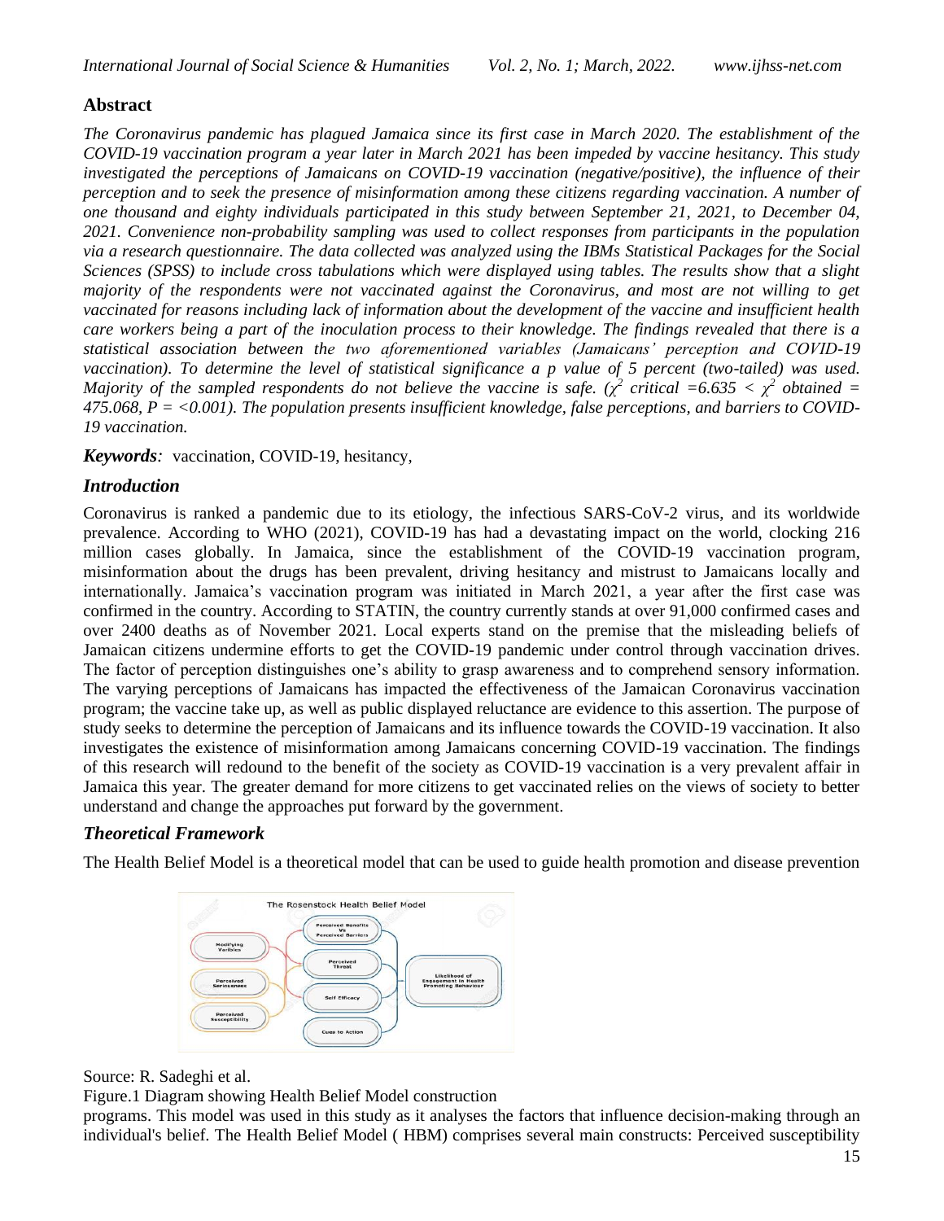## Abstract

*The Coronavirus pandemic has plagued Jamaica since its first case in March 2020. The establishment of the COVID-19 vaccination program a year later in March 2021 has been impeded by vaccine hesitancy. This study investigated the perceptions of Jamaicans on COVID-19 vaccination (negative/positive), the influence of their perception and to seek the presence of misinformation among these citizens regarding vaccination. A number of one thousand and eighty individuals participated in this study between September 21, 2021, to December 04, 2021. Convenience non-probability sampling was used to collect responses from participants in the population via a research questionnaire. The data collected was analyzed using the IBMs Statistical Packages for the Social Sciences (SPSS) to include cross tabulations which were displayed using tables. The results show that a slight majority of the respondents were not vaccinated against the Coronavirus, and most are not willing to get vaccinated for reasons including lack of information about the development of the vaccine and insufficient health care workers being a part of the inoculation process to their knowledge. The findings revealed that there is a statistical association between the two aforementioned variables (Jamaicans' perception and COVID-19 vaccination). To determine the level of statistical significance a p value of 5 percent (two-tailed) was used. Majority of the sampled respondents do not believe the vaccine is safe. ($\chi^2$ critical =6.635 < $\chi^2$ obtained = 475.068, P = <0.001). The population presents insufficient knowledge, false perceptions, and barriers to COVID-19 vaccination.*

***Keywords***: vaccination, COVID-19, hesitancy,

## *Introduction*

Coronavirus is ranked a pandemic due to its etiology, the infectious SARS-CoV-2 virus, and its worldwide prevalence. According to WHO (2021), COVID-19 has had a devastating impact on the world, clocking 216 million cases globally. In Jamaica, since the establishment of the COVID-19 vaccination program, misinformation about the drugs has been prevalent, driving hesitancy and mistrust to Jamaicans locally and internationally. Jamaica's vaccination program was initiated in March 2021, a year after the first case was confirmed in the country. According to STATIN, the country currently stands at over 91,000 confirmed cases and over 2400 deaths as of November 2021. Local experts stand on the premise that the misleading beliefs of Jamaican citizens undermine efforts to get the COVID-19 pandemic under control through vaccination drives. The factor of perception distinguishes one's ability to grasp awareness and to comprehend sensory information. The varying perceptions of Jamaicans has impacted the effectiveness of the Jamaican Coronavirus vaccination program; the vaccine take up, as well as public displayed reluctance are evidence to this assertion. The purpose of study seeks to determine the perception of Jamaicans and its influence towards the COVID-19 vaccination. It also investigates the existence of misinformation among Jamaicans concerning COVID-19 vaccination. The findings of this research will redound to the benefit of the society as COVID-19 vaccination is a very prevalent affair in Jamaica this year. The greater demand for more citizens to get vaccinated relies on the views of society to better understand and change the approaches put forward by the government.

## *Theoretical Framework*

The Health Belief Model is a theoretical model that can be used to guide health promotion and disease prevention programs. This model was used in this study as it analyses the factors that influence decision-making through an individual's belief. The Health Belief Model ( HBM) comprises several main constructs: Perceived susceptibility

Source: R. Sadeghi et al.

Figure.1 Diagram showing Health Belief Model construction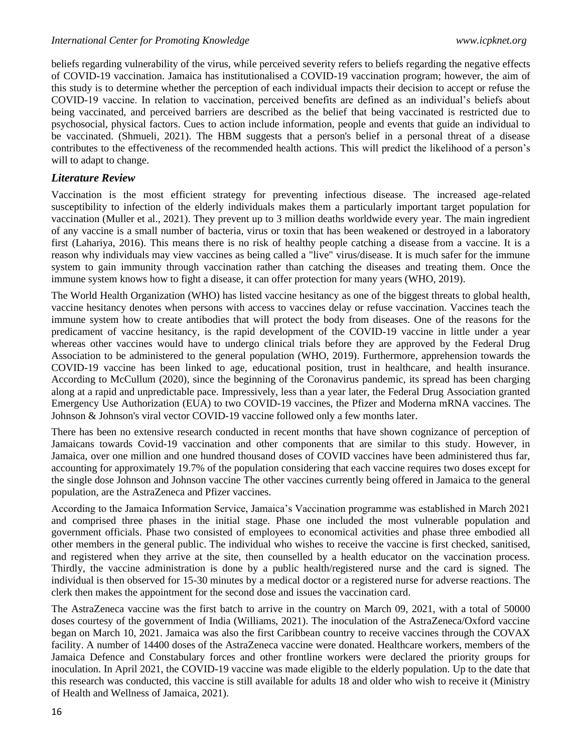beliefs regarding vulnerability of the virus, while perceived severity refers to beliefs regarding the negative effects of COVID-19 vaccination. Jamaica has institutionalised a COVID-19 vaccination program; however, the aim of this study is to determine whether the perception of each individual impacts their decision to accept or refuse the COVID-19 vaccine. In relation to vaccination, perceived benefits are defined as an individual's beliefs about being vaccinated, and perceived barriers are described as the belief that being vaccinated is restricted due to psychosocial, physical factors. Cues to action include information, people and events that guide an individual to be vaccinated. (Shmueli, 2021). The HBM suggests that a person's belief in a personal threat of a disease contributes to the effectiveness of the recommended health actions. This will predict the likelihood of a person's will to adapt to change.

## *Literature Review*

Vaccination is the most efficient strategy for preventing infectious disease. The increased age-related susceptibility to infection of the elderly individuals makes them a particularly important target population for vaccination (Muller et al., 2021). They prevent up to 3 million deaths worldwide every year. The main ingredient of any vaccine is a small number of bacteria, virus or toxin that has been weakened or destroyed in a laboratory first (Lahariya, 2016). This means there is no risk of healthy people catching a disease from a vaccine. It is a reason why individuals may view vaccines as being called a "live" virus/disease. It is much safer for the immune system to gain immunity through vaccination rather than catching the diseases and treating them. Once the immune system knows how to fight a disease, it can offer protection for many years (WHO, 2019).

The World Health Organization (WHO) has listed vaccine hesitancy as one of the biggest threats to global health, vaccine hesitancy denotes when persons with access to vaccines delay or refuse vaccination. Vaccines teach the immune system how to create antibodies that will protect the body from diseases. One of the reasons for the predicament of vaccine hesitancy, is the rapid development of the COVID-19 vaccine in little under a year whereas other vaccines would have to undergo clinical trials before they are approved by the Federal Drug Association to be administered to the general population (WHO, 2019). Furthermore, apprehension towards the COVID-19 vaccine has been linked to age, educational position, trust in healthcare, and health insurance. According to McCullum (2020), since the beginning of the Coronavirus pandemic, its spread has been charging along at a rapid and unpredictable pace. Impressively, less than a year later, the Federal Drug Association granted Emergency Use Authorization (EUA) to two COVID-19 vaccines, the Pfizer and Moderna mRNA vaccines. The Johnson & Johnson's viral vector COVID-19 vaccine followed only a few months later.

There has been no extensive research conducted in recent months that have shown cognizance of perception of Jamaicans towards Covid-19 vaccination and other components that are similar to this study. However, in Jamaica, over one million and one hundred thousand doses of COVID vaccines have been administered thus far, accounting for approximately 19.7% of the population considering that each vaccine requires two doses except for the single dose Johnson and Johnson vaccine The other vaccines currently being offered in Jamaica to the general population, are the AstraZeneca and Pfizer vaccines.

According to the Jamaica Information Service, Jamaica's Vaccination programme was established in March 2021 and comprised three phases in the initial stage. Phase one included the most vulnerable population and government officials. Phase two consisted of employees to economical activities and phase three embodied all other members in the general public. The individual who wishes to receive the vaccine is first checked, sanitised, and registered when they arrive at the site, then counselled by a health educator on the vaccination process. Thirdly, the vaccine administration is done by a public health/registered nurse and the card is signed. The individual is then observed for 15-30 minutes by a medical doctor or a registered nurse for adverse reactions. The clerk then makes the appointment for the second dose and issues the vaccination card.

The AstraZeneca vaccine was the first batch to arrive in the country on March 09, 2021, with a total of 50000 doses courtesy of the government of India (Williams, 2021). The inoculation of the AstraZeneca/Oxford vaccine began on March 10, 2021. Jamaica was also the first Caribbean country to receive vaccines through the COVAX facility. A number of 14400 doses of the AstraZeneca vaccine were donated. Healthcare workers, members of the Jamaica Defence and Constabulary forces and other frontline workers were declared the priority groups for inoculation. In April 2021, the COVID-19 vaccine was made eligible to the elderly population. Up to the date that this research was conducted, this vaccine is still available for adults 18 and older who wish to receive it (Ministry of Health and Wellness of Jamaica, 2021).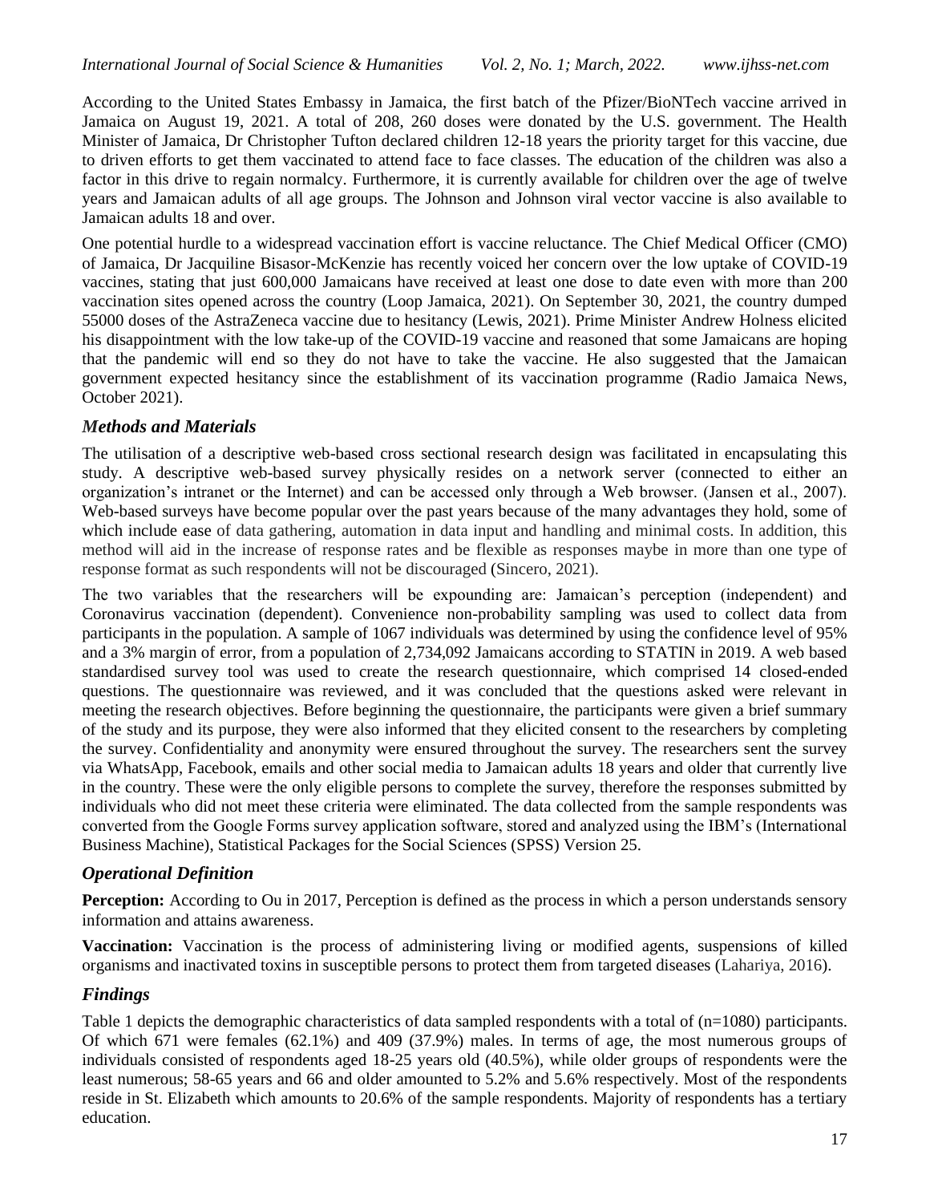According to the United States Embassy in Jamaica, the first batch of the Pfizer/BioNTech vaccine arrived in Jamaica on August 19, 2021. A total of 208, 260 doses were donated by the U.S. government. The Health Minister of Jamaica, Dr Christopher Tufton declared children 12-18 years the priority target for this vaccine, due to driven efforts to get them vaccinated to attend face to face classes. The education of the children was also a factor in this drive to regain normalcy. Furthermore, it is currently available for children over the age of twelve years and Jamaican adults of all age groups. The Johnson and Johnson viral vector vaccine is also available to Jamaican adults 18 and over.

One potential hurdle to a widespread vaccination effort is vaccine reluctance. The Chief Medical Officer (CMO) of Jamaica, Dr Jacquiline Bisasor-McKenzie has recently voiced her concern over the low uptake of COVID-19 vaccines, stating that just 600,000 Jamaicans have received at least one dose to date even with more than 200 vaccination sites opened across the country (Loop Jamaica, 2021). On September 30, 2021, the country dumped 55000 doses of the AstraZeneca vaccine due to hesitancy (Lewis, 2021). Prime Minister Andrew Holness elicited his disappointment with the low take-up of the COVID-19 vaccine and reasoned that some Jamaicans are hoping that the pandemic will end so they do not have to take the vaccine. He also suggested that the Jamaican government expected hesitancy since the establishment of its vaccination programme (Radio Jamaica News, October 2021).

## *Methods and Materials*

The utilisation of a descriptive web-based cross sectional research design was facilitated in encapsulating this study. A descriptive web-based survey physically resides on a network server (connected to either an organization's intranet or the Internet) and can be accessed only through a Web browser. (Jansen et al., 2007). Web-based surveys have become popular over the past years because of the many advantages they hold, some of which include ease of data gathering, automation in data input and handling and minimal costs. In addition, this method will aid in the increase of response rates and be flexible as responses maybe in more than one type of response format as such respondents will not be discouraged (Sincero, 2021).

The two variables that the researchers will be expounding are: Jamaican's perception (independent) and Coronavirus vaccination (dependent). Convenience non-probability sampling was used to collect data from participants in the population. A sample of 1067 individuals was determined by using the confidence level of 95% and a 3% margin of error, from a population of 2,734,092 Jamaicans according to STATIN in 2019. A web based standardised survey tool was used to create the research questionnaire, which comprised 14 closed-ended questions. The questionnaire was reviewed, and it was concluded that the questions asked were relevant in meeting the research objectives. Before beginning the questionnaire, the participants were given a brief summary of the study and its purpose, they were also informed that they elicited consent to the researchers by completing the survey. Confidentiality and anonymity were ensured throughout the survey. The researchers sent the survey via WhatsApp, Facebook, emails and other social media to Jamaican adults 18 years and older that currently live in the country. These were the only eligible persons to complete the survey, therefore the responses submitted by individuals who did not meet these criteria were eliminated. The data collected from the sample respondents was converted from the Google Forms survey application software, stored and analyzed using the IBM's (International Business Machine), Statistical Packages for the Social Sciences (SPSS) Version 25.

## *Operational Definition*

**Perception:** According to Ou in 2017, Perception is defined as the process in which a person understands sensory information and attains awareness.

**Vaccination:** Vaccination is the process of administering living or modified agents, suspensions of killed organisms and inactivated toxins in susceptible persons to protect them from targeted diseases (Lahariya, 2016).

## *Findings*

Table 1 depicts the demographic characteristics of data sampled respondents with a total of (n=1080) participants. Of which 671 were females (62.1%) and 409 (37.9%) males. In terms of age, the most numerous groups of individuals consisted of respondents aged 18-25 years old (40.5%), while older groups of respondents were the least numerous; 58-65 years and 66 and older amounted to 5.2% and 5.6% respectively. Most of the respondents reside in St. Elizabeth which amounts to 20.6% of the sample respondents. Majority of respondents has a tertiary education.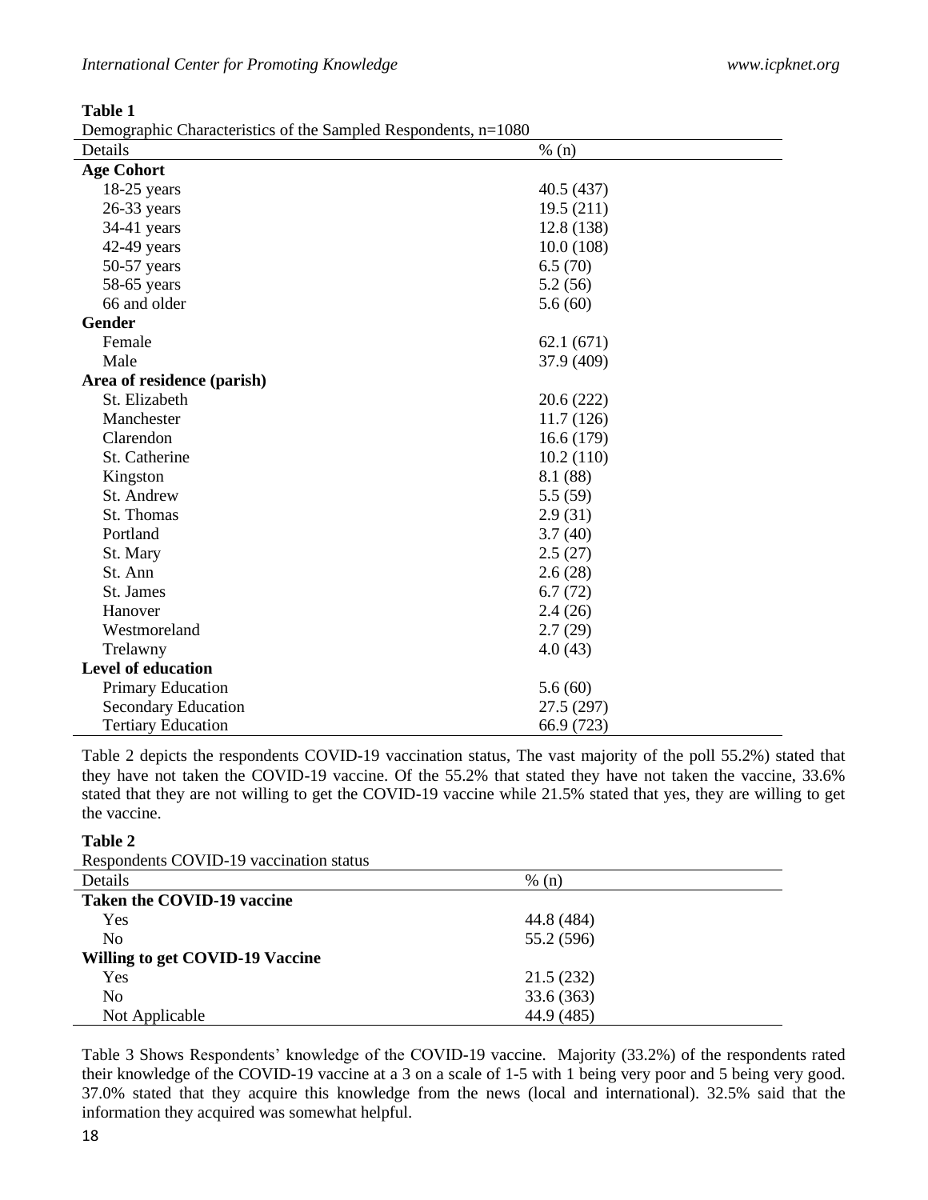**Table 1**

Demographic Characteristics of the Sampled Respondents, n=1080

| Details | % (n) |
|---|---|
| **Age Cohort** | |
| 18-25 years | 40.5 (437) |
| 26-33 years | 19.5 (211) |
| 34-41 years | 12.8 (138) |
| 42-49 years | 10.0 (108) |
| 50-57 years | 6.5 (70) |
| 58-65 years | 5.2 (56) |
| 66 and older | 5.6 (60) |
| **Gender** | |
| Female | 62.1 (671) |
| Male | 37.9 (409) |
| **Area of residence (parish)** | |
| St. Elizabeth | 20.6 (222) |
| Manchester | 11.7 (126) |
| Clarendon | 16.6 (179) |
| St. Catherine | 10.2 (110) |
| Kingston | 8.1 (88) |
| St. Andrew | 5.5 (59) |
| St. Thomas | 2.9 (31) |
| Portland | 3.7 (40) |
| St. Mary | 2.5 (27) |
| St. Ann | 2.6 (28) |
| St. James | 6.7 (72) |
| Hanover | 2.4 (26) |
| Westmoreland | 2.7 (29) |
| Trelawny | 4.0 (43) |
| **Level of education** | |
| Primary Education | 5.6 (60) |
| Secondary Education | 27.5 (297) |
| Tertiary Education | 66.9 (723) |

Table 2 depicts the respondents COVID-19 vaccination status, The vast majority of the poll 55.2%) stated that they have not taken the COVID-19 vaccine. Of the 55.2% that stated they have not taken the vaccine, 33.6% stated that they are not willing to get the COVID-19 vaccine while 21.5% stated that yes, they are willing to get the vaccine.

**Table 2**

Respondents COVID-19 vaccination status

| Details | % (n) |
|---|---|
| **Taken the COVID-19 vaccine** | |
| Yes | 44.8 (484) |
| No | 55.2 (596) |
| **Willing to get COVID-19 Vaccine** | |
| Yes | 21.5 (232) |
| No | 33.6 (363) |
| Not Applicable | 44.9 (485) |

Table 3 Shows Respondents' knowledge of the COVID-19 vaccine. Majority (33.2%) of the respondents rated their knowledge of the COVID-19 vaccine at a 3 on a scale of 1-5 with 1 being very poor and 5 being very good. 37.0% stated that they acquire this knowledge from the news (local and international). 32.5% said that the information they acquired was somewhat helpful.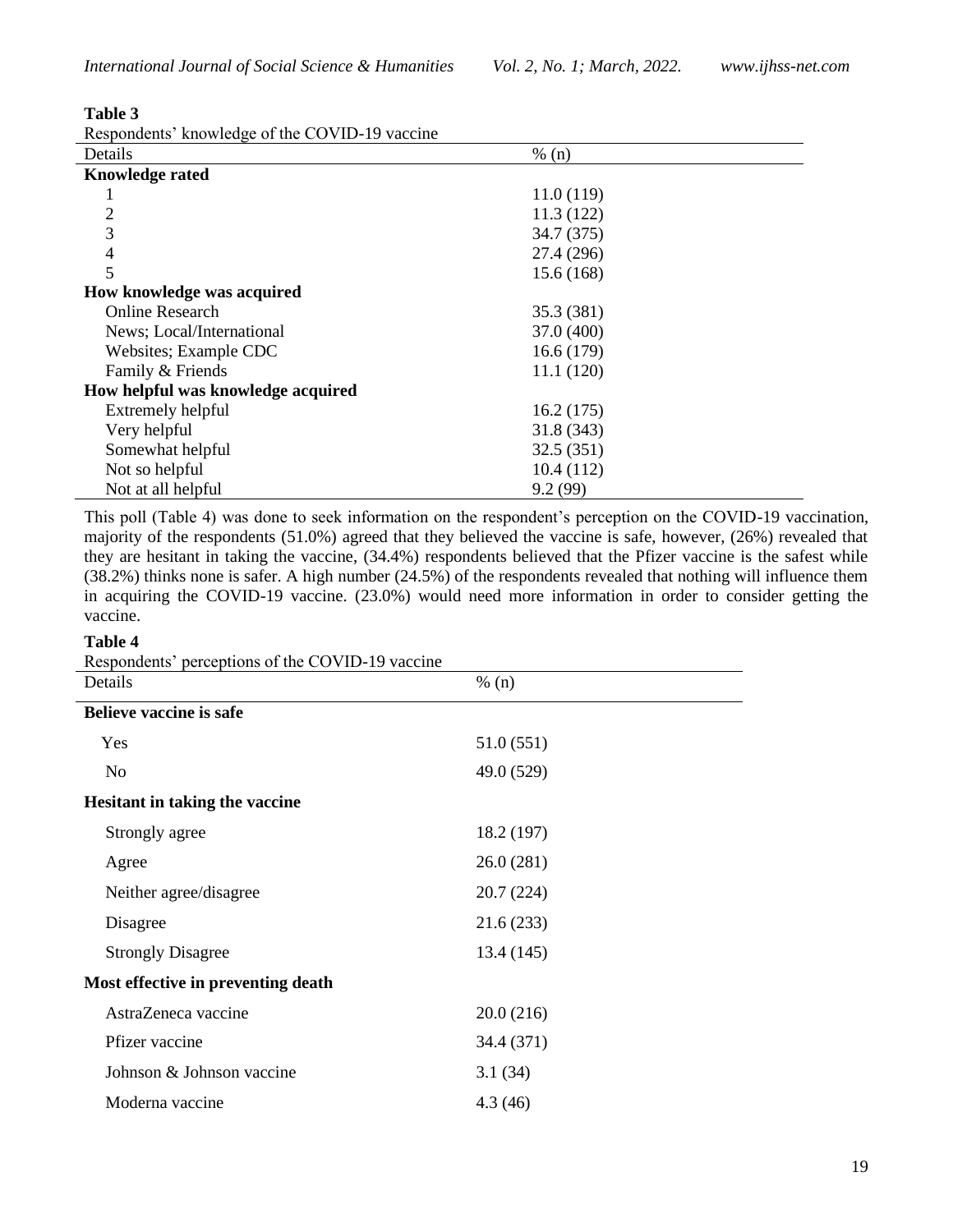**Table 3**

Respondents' knowledge of the COVID-19 vaccine

| Details | % (n) |
|---|---|
| **Knowledge rated** | |
| 1 | 11.0 (119) |
| 2 | 11.3 (122) |
| 3 | 34.7 (375) |
| 4 | 27.4 (296) |
| 5 | 15.6 (168) |
| **How knowledge was acquired** | |
| Online Research | 35.3 (381) |
| News; Local/International | 37.0 (400) |
| Websites; Example CDC | 16.6 (179) |
| Family & Friends | 11.1 (120) |
| **How helpful was knowledge acquired** | |
| Extremely helpful | 16.2 (175) |
| Very helpful | 31.8 (343) |
| Somewhat helpful | 32.5 (351) |
| Not so helpful | 10.4 (112) |
| Not at all helpful | 9.2 (99) |

This poll (Table 4) was done to seek information on the respondent's perception on the COVID-19 vaccination, majority of the respondents (51.0%) agreed that they believed the vaccine is safe, however, (26%) revealed that they are hesitant in taking the vaccine, (34.4%) respondents believed that the Pfizer vaccine is the safest while (38.2%) thinks none is safer. A high number (24.5%) of the respondents revealed that nothing will influence them in acquiring the COVID-19 vaccine. (23.0%) would need more information in order to consider getting the vaccine.

**Table 4**

Respondents' perceptions of the COVID-19 vaccine

| Details | % (n) |
|---|---|
| **Believe vaccine is safe** | |
| Yes | 51.0 (551) |
| No | 49.0 (529) |
| **Hesitant in taking the vaccine** | |
| Strongly agree | 18.2 (197) |
| Agree | 26.0 (281) |
| Neither agree/disagree | 20.7 (224) |
| Disagree | 21.6 (233) |
| Strongly Disagree | 13.4 (145) |
| **Most effective in preventing death** | |
| AstraZeneca vaccine | 20.0 (216) |
| Pfizer vaccine | 34.4 (371) |
| Johnson & Johnson vaccine | 3.1 (34) |
| Moderna vaccine | 4.3 (46) |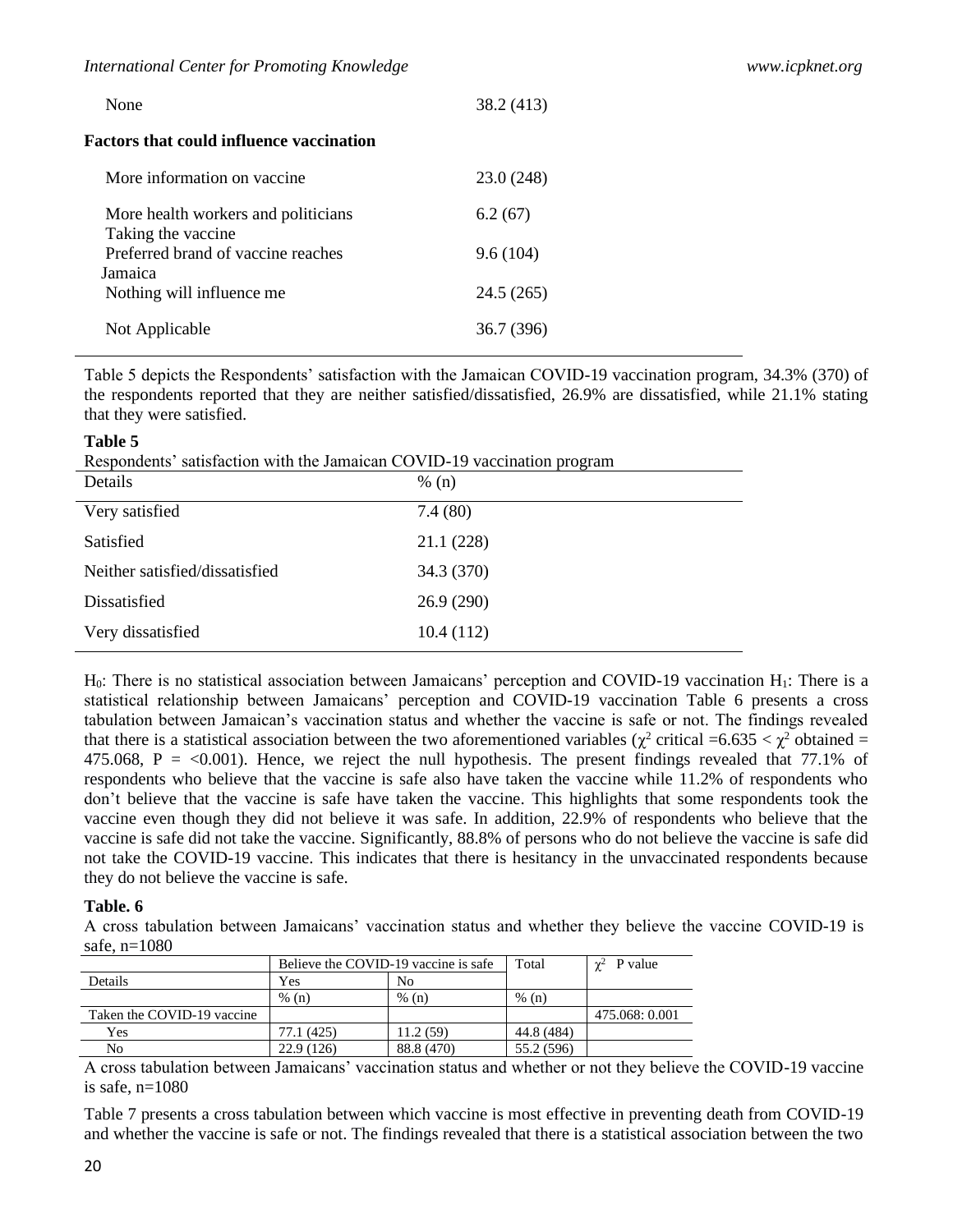| | |
|---|---|
| None | 38.2 (413) |
| **Factors that could influence vaccination** | |
| More information on vaccine | 23.0 (248) |
| More health workers and politicians Taking the vaccine | 6.2 (67) |
| Preferred brand of vaccine reaches Jamaica | 9.6 (104) |
| Nothing will influence me | 24.5 (265) |
| Not Applicable | 36.7 (396) |

Table 5 depicts the Respondents' satisfaction with the Jamaican COVID-19 vaccination program, 34.3% (370) of the respondents reported that they are neither satisfied/dissatisfied, 26.9% are dissatisfied, while 21.1% stating that they were satisfied.

**Table 5**

Respondents' satisfaction with the Jamaican COVID-19 vaccination program

| Details | % (n) |
|---|---|
| Very satisfied | 7.4 (80) |
| Satisfied | 21.1 (228) |
| Neither satisfied/dissatisfied | 34.3 (370) |
| Dissatisfied | 26.9 (290) |
| Very dissatisfied | 10.4 (112) |

$H_0$: There is no statistical association between Jamaicans' perception and COVID-19 vaccination $H_1$: There is a statistical relationship between Jamaicans' perception and COVID-19 vaccination Table 6 presents a cross tabulation between Jamaican's vaccination status and whether the vaccine is safe or not. The findings revealed that there is a statistical association between the two aforementioned variables ($\chi^2$ critical =6.635 < $\chi^2$ obtained = 475.068, P = <0.001). Hence, we reject the null hypothesis. The present findings revealed that 77.1% of respondents who believe that the vaccine is safe also have taken the vaccine while 11.2% of respondents who don't believe that the vaccine is safe have taken the vaccine. This highlights that some respondents took the vaccine even though they did not believe it was safe. In addition, 22.9% of respondents who believe that the vaccine is safe did not take the vaccine. Significantly, 88.8% of persons who do not believe the vaccine is safe did not take the COVID-19 vaccine. This indicates that there is hesitancy in the unvaccinated respondents because they do not believe the vaccine is safe.

**Table. 6**

A cross tabulation between Jamaicans' vaccination status and whether they believe the vaccine COVID-19 is safe, n=1080

| | Believe the COVID-19 vaccine is safe | | Total | $\chi^2$ P value |
|---|---|---|---|---|
| Details | Yes | No | | |
| | % (n) | % (n) | % (n) | |
| Taken the COVID-19 vaccine | | | | 475.068: 0.001 |
| Yes | 77.1 (425) | 11.2 (59) | 44.8 (484) | |
| No | 22.9 (126) | 88.8 (470) | 55.2 (596) | |

A cross tabulation between Jamaicans' vaccination status and whether or not they believe the COVID-19 vaccine is safe, n=1080

Table 7 presents a cross tabulation between which vaccine is most effective in preventing death from COVID-19 and whether the vaccine is safe or not. The findings revealed that there is a statistical association between the two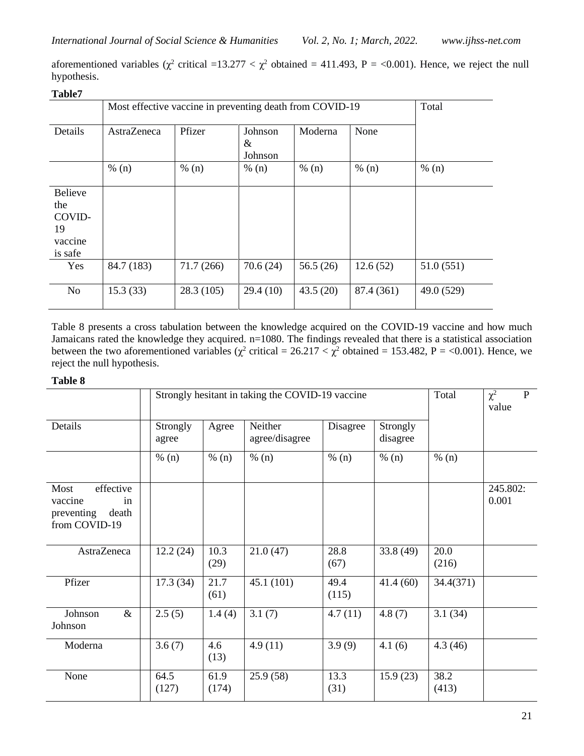aforementioned variables ($\chi^2$ critical =13.277 < $\chi^2$ obtained = 411.493, P = <0.001). Hence, we reject the null hypothesis.

**Table7**

| | Most effective vaccine in preventing death from COVID-19 | | | | | Total |
|---|---|---|---|---|---|---|
| Details | AstraZeneca | Pfizer | Johnson & Johnson | Moderna | None | |
| | % (n) | % (n) | % (n) | % (n) | % (n) | % (n) |
| Believe the COVID-19 vaccine is safe | | | | | | |
| Yes | 84.7 (183) | 71.7 (266) | 70.6 (24) | 56.5 (26) | 12.6 (52) | 51.0 (551) |
| No | 15.3 (33) | 28.3 (105) | 29.4 (10) | 43.5 (20) | 87.4 (361) | 49.0 (529) |

Table 8 presents a cross tabulation between the knowledge acquired on the COVID-19 vaccine and how much Jamaicans rated the knowledge they acquired. n=1080. The findings revealed that there is a statistical association between the two aforementioned variables ($\chi^2$ critical = 26.217 < $\chi^2$ obtained = 153.482, P = <0.001). Hence, we reject the null hypothesis.

**Table 8**

| | Strongly hesitant in taking the COVID-19 vaccine | | | | | Total | $\chi^2$ P value |
|---|---|---|---|---|---|---|---|
| Details | Strongly agree | Agree | Neither agree/disagree | Disagree | Strongly disagree | | |
| | % (n) | % (n) | % (n) | % (n) | % (n) | % (n) | |
| Most effective vaccine in preventing death from COVID-19 | | | | | | | 245.802: 0.001 |
| AstraZeneca | 12.2 (24) | 10.3 (29) | 21.0 (47) | 28.8 (67) | 33.8 (49) | 20.0 (216) | |
| Pfizer | 17.3 (34) | 21.7 (61) | 45.1 (101) | 49.4 (115) | 41.4 (60) | 34.4(371) | |
| Johnson & Johnson | 2.5 (5) | 1.4 (4) | 3.1 (7) | 4.7 (11) | 4.8 (7) | 3.1 (34) | |
| Moderna | 3.6 (7) | 4.6 (13) | 4.9 (11) | 3.9 (9) | 4.1 (6) | 4.3 (46) | |
| None | 64.5 (127) | 61.9 (174) | 25.9 (58) | 13.3 (31) | 15.9 (23) | 38.2 (413) | |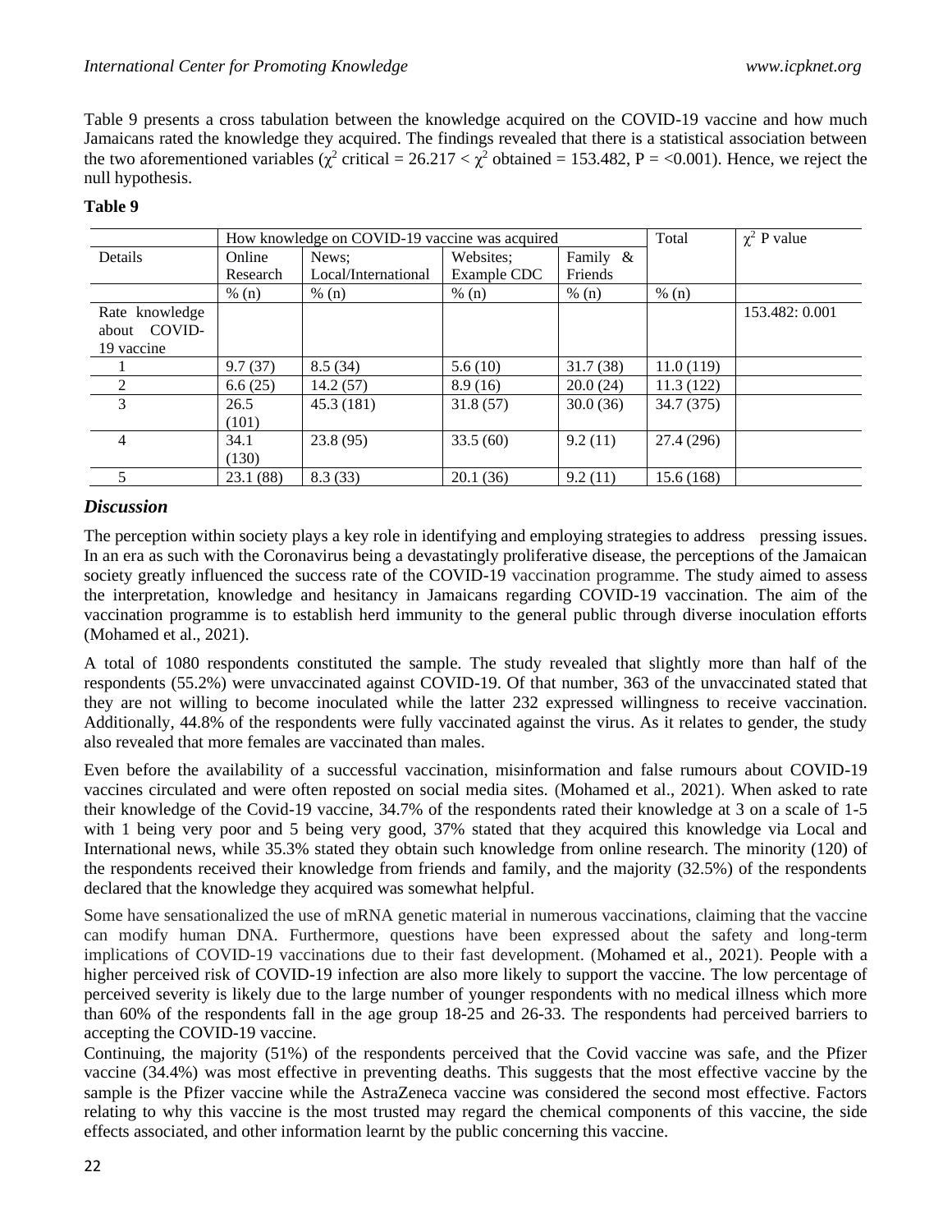Table 9 presents a cross tabulation between the knowledge acquired on the COVID-19 vaccine and how much Jamaicans rated the knowledge they acquired. The findings revealed that there is a statistical association between the two aforementioned variables ($\chi^2$ critical = 26.217 < $\chi^2$ obtained = 153.482, P = <0.001). Hence, we reject the null hypothesis.

**Table 9**

| | How knowledge on COVID-19 vaccine was acquired | | | | Total | $\chi^2$ P value |
|---|---|---|---|---|---|---|
| Details | Online Research | News; Local/International | Websites; Example CDC | Family & Friends | | |
| | % (n) | % (n) | % (n) | % (n) | % (n) | |
| Rate knowledge about COVID-19 vaccine | | | | | | 153.482: 0.001 |
| 1 | 9.7 (37) | 8.5 (34) | 5.6 (10) | 31.7 (38) | 11.0 (119) | |
| 2 | 6.6 (25) | 14.2 (57) | 8.9 (16) | 20.0 (24) | 11.3 (122) | |
| 3 | 26.5 (101) | 45.3 (181) | 31.8 (57) | 30.0 (36) | 34.7 (375) | |
| 4 | 34.1 (130) | 23.8 (95) | 33.5 (60) | 9.2 (11) | 27.4 (296) | |
| 5 | 23.1 (88) | 8.3 (33) | 20.1 (36) | 9.2 (11) | 15.6 (168) | |

## *Discussion*

The perception within society plays a key role in identifying and employing strategies to address pressing issues. In an era as such with the Coronavirus being a devastatingly proliferative disease, the perceptions of the Jamaican society greatly influenced the success rate of the COVID-19 vaccination programme. The study aimed to assess the interpretation, knowledge and hesitancy in Jamaicans regarding COVID-19 vaccination. The aim of the vaccination programme is to establish herd immunity to the general public through diverse inoculation efforts (Mohamed et al., 2021).

A total of 1080 respondents constituted the sample. The study revealed that slightly more than half of the respondents (55.2%) were unvaccinated against COVID-19. Of that number, 363 of the unvaccinated stated that they are not willing to become inoculated while the latter 232 expressed willingness to receive vaccination. Additionally, 44.8% of the respondents were fully vaccinated against the virus. As it relates to gender, the study also revealed that more females are vaccinated than males.

Even before the availability of a successful vaccination, misinformation and false rumours about COVID-19 vaccines circulated and were often reposted on social media sites. (Mohamed et al., 2021). When asked to rate their knowledge of the Covid-19 vaccine, 34.7% of the respondents rated their knowledge at 3 on a scale of 1-5 with 1 being very poor and 5 being very good, 37% stated that they acquired this knowledge via Local and International news, while 35.3% stated they obtain such knowledge from online research. The minority (120) of the respondents received their knowledge from friends and family, and the majority (32.5%) of the respondents declared that the knowledge they acquired was somewhat helpful.

Some have sensationalized the use of mRNA genetic material in numerous vaccinations, claiming that the vaccine can modify human DNA. Furthermore, questions have been expressed about the safety and long-term implications of COVID-19 vaccinations due to their fast development. (Mohamed et al., 2021). People with a higher perceived risk of COVID-19 infection are also more likely to support the vaccine. The low percentage of perceived severity is likely due to the large number of younger respondents with no medical illness which more than 60% of the respondents fall in the age group 18-25 and 26-33. The respondents had perceived barriers to accepting the COVID-19 vaccine.

Continuing, the majority (51%) of the respondents perceived that the Covid vaccine was safe, and the Pfizer vaccine (34.4%) was most effective in preventing deaths. This suggests that the most effective vaccine by the sample is the Pfizer vaccine while the AstraZeneca vaccine was considered the second most effective. Factors relating to why this vaccine is the most trusted may regard the chemical components of this vaccine, the side effects associated, and other information learnt by the public concerning this vaccine.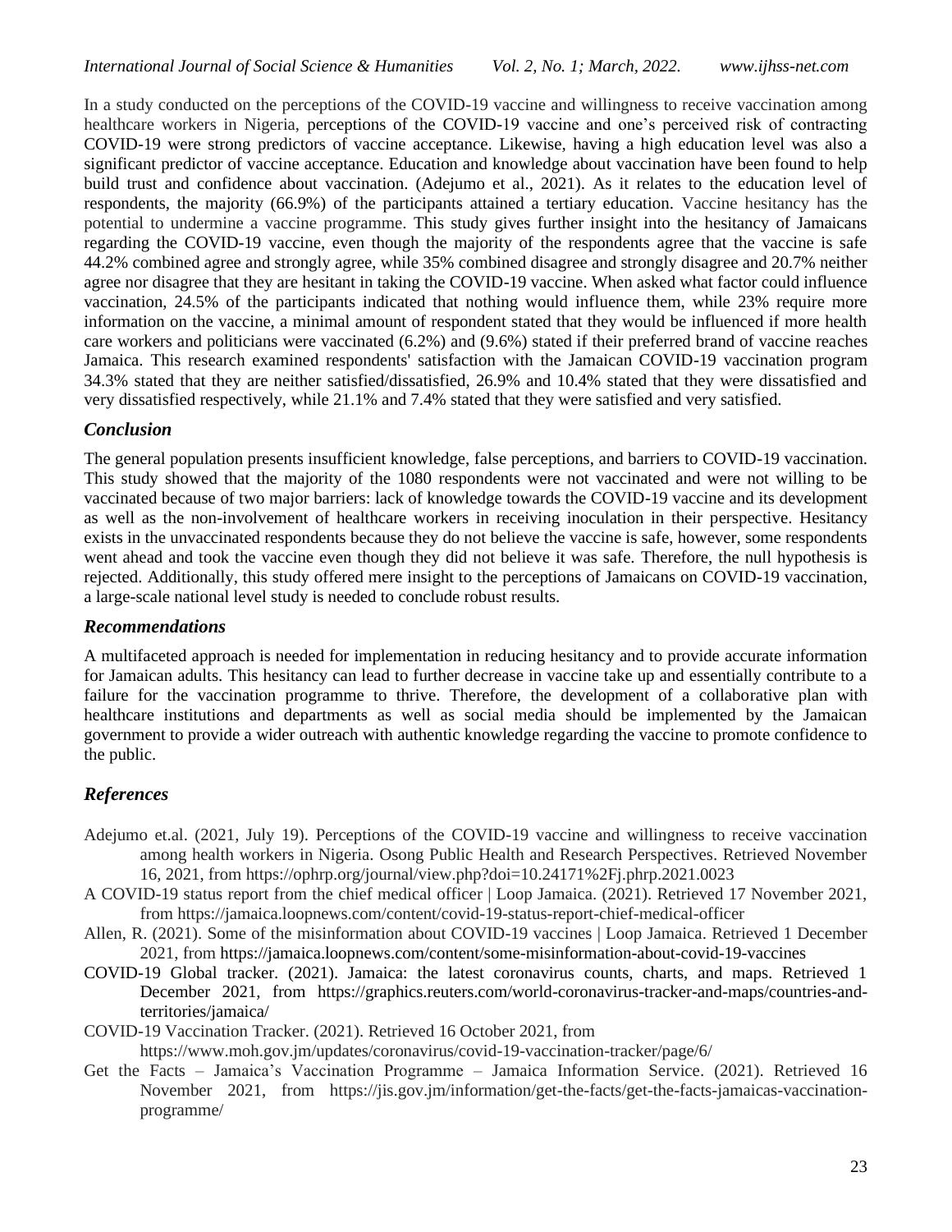In a study conducted on the perceptions of the COVID-19 vaccine and willingness to receive vaccination among healthcare workers in Nigeria, perceptions of the COVID-19 vaccine and one's perceived risk of contracting COVID-19 were strong predictors of vaccine acceptance. Likewise, having a high education level was also a significant predictor of vaccine acceptance. Education and knowledge about vaccination have been found to help build trust and confidence about vaccination. (Adejumo et al., 2021). As it relates to the education level of respondents, the majority (66.9%) of the participants attained a tertiary education. Vaccine hesitancy has the potential to undermine a vaccine programme. This study gives further insight into the hesitancy of Jamaicans regarding the COVID-19 vaccine, even though the majority of the respondents agree that the vaccine is safe 44.2% combined agree and strongly agree, while 35% combined disagree and strongly disagree and 20.7% neither agree nor disagree that they are hesitant in taking the COVID-19 vaccine. When asked what factor could influence vaccination, 24.5% of the participants indicated that nothing would influence them, while 23% require more information on the vaccine, a minimal amount of respondent stated that they would be influenced if more health care workers and politicians were vaccinated (6.2%) and (9.6%) stated if their preferred brand of vaccine reaches Jamaica. This research examined respondents' satisfaction with the Jamaican COVID-19 vaccination program 34.3% stated that they are neither satisfied/dissatisfied, 26.9% and 10.4% stated that they were dissatisfied and very dissatisfied respectively, while 21.1% and 7.4% stated that they were satisfied and very satisfied.

## *Conclusion*

The general population presents insufficient knowledge, false perceptions, and barriers to COVID-19 vaccination. This study showed that the majority of the 1080 respondents were not vaccinated and were not willing to be vaccinated because of two major barriers: lack of knowledge towards the COVID-19 vaccine and its development as well as the non-involvement of healthcare workers in receiving inoculation in their perspective. Hesitancy exists in the unvaccinated respondents because they do not believe the vaccine is safe, however, some respondents went ahead and took the vaccine even though they did not believe it was safe. Therefore, the null hypothesis is rejected. Additionally, this study offered mere insight to the perceptions of Jamaicans on COVID-19 vaccination, a large-scale national level study is needed to conclude robust results.

## *Recommendations*

A multifaceted approach is needed for implementation in reducing hesitancy and to provide accurate information for Jamaican adults. This hesitancy can lead to further decrease in vaccine take up and essentially contribute to a failure for the vaccination programme to thrive. Therefore, the development of a collaborative plan with healthcare institutions and departments as well as social media should be implemented by the Jamaican government to provide a wider outreach with authentic knowledge regarding the vaccine to promote confidence to the public.

## *References*

Adejumo et.al. (2021, July 19). Perceptions of the COVID-19 vaccine and willingness to receive vaccination among health workers in Nigeria. Osong Public Health and Research Perspectives. Retrieved November 16, 2021, from https://ophrp.org/journal/view.php?doi=10.24171%2Fj.phrp.2021.0023

A COVID-19 status report from the chief medical officer | Loop Jamaica. (2021). Retrieved 17 November 2021, from https://jamaica.loopnews.com/content/covid-19-status-report-chief-medical-officer

Allen, R. (2021). Some of the misinformation about COVID-19 vaccines | Loop Jamaica. Retrieved 1 December 2021, from https://jamaica.loopnews.com/content/some-misinformation-about-covid-19-vaccines

COVID-19 Global tracker. (2021). Jamaica: the latest coronavirus counts, charts, and maps. Retrieved 1 December 2021, from https://graphics.reuters.com/world-coronavirus-tracker-and-maps/countries-and-territories/jamaica/

COVID-19 Vaccination Tracker. (2021). Retrieved 16 October 2021, from https://www.moh.gov.jm/updates/coronavirus/covid-19-vaccination-tracker/page/6/

Get the Facts – Jamaica's Vaccination Programme – Jamaica Information Service. (2021). Retrieved 16 November 2021, from https://jis.gov.jm/information/get-the-facts/get-the-facts-jamaicas-vaccination-programme/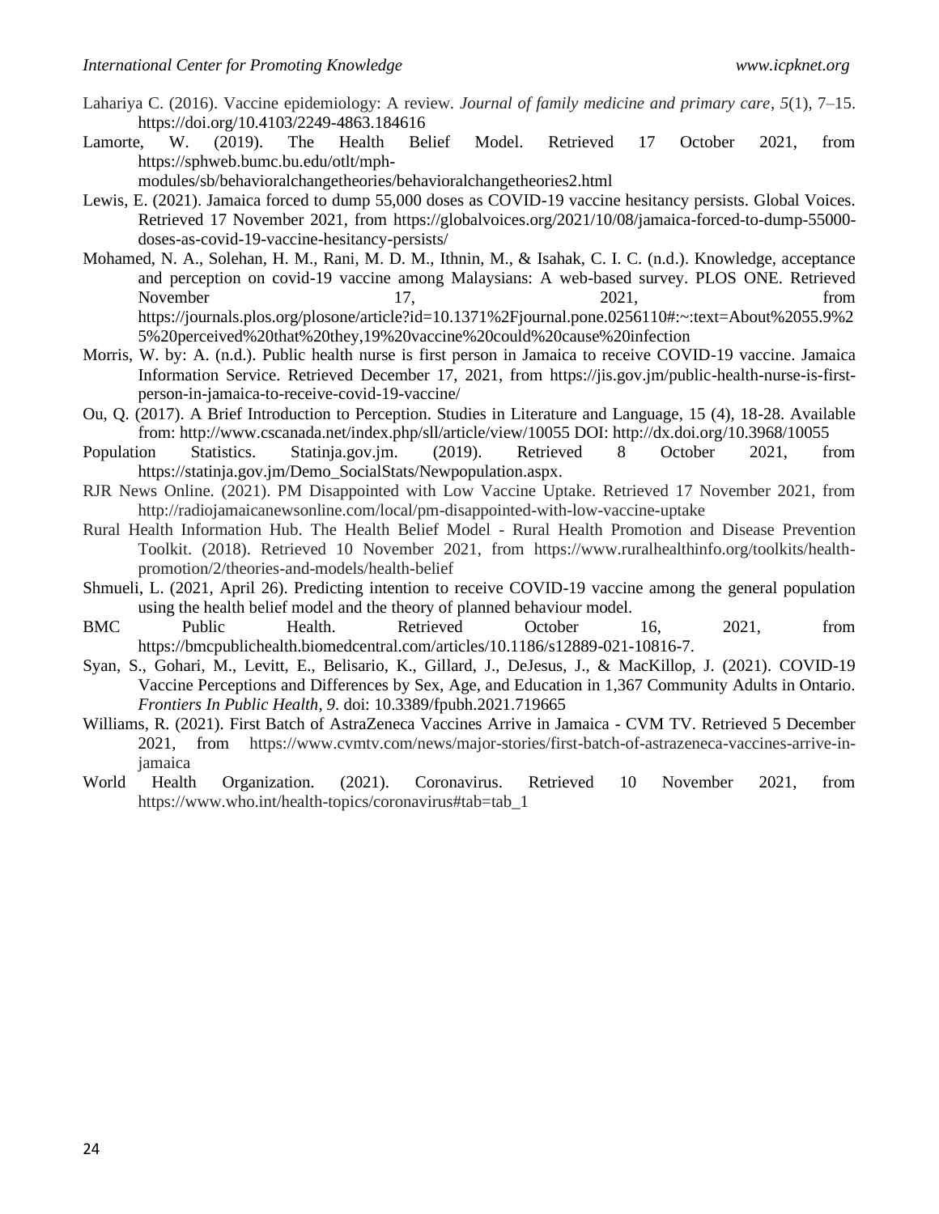Lahariya C. (2016). Vaccine epidemiology: A review. *Journal of family medicine and primary care*, *5*(1), 7–15. https://doi.org/10.4103/2249-4863.184616

Lamorte, W. (2019). The Health Belief Model. Retrieved 17 October 2021, from https://sphweb.bumc.bu.edu/otlt/mph-modules/sb/behavioralchangetheories/behavioralchangetheories2.html

Lewis, E. (2021). Jamaica forced to dump 55,000 doses as COVID-19 vaccine hesitancy persists. Global Voices. Retrieved 17 November 2021, from https://globalvoices.org/2021/10/08/jamaica-forced-to-dump-55000-doses-as-covid-19-vaccine-hesitancy-persists/

Mohamed, N. A., Solehan, H. M., Rani, M. D. M., Ithnin, M., & Isahak, C. I. C. (n.d.). Knowledge, acceptance and perception on covid-19 vaccine among Malaysians: A web-based survey. PLOS ONE. Retrieved November 17, 2021, from https://journals.plos.org/plosone/article?id=10.1371%2Fjournal.pone.0256110#:~:text=About%2055.9%25%20perceived%20that%20they,19%20vaccine%20could%20cause%20infection

Morris, W. by: A. (n.d.). Public health nurse is first person in Jamaica to receive COVID-19 vaccine. Jamaica Information Service. Retrieved December 17, 2021, from https://jis.gov.jm/public-health-nurse-is-first-person-in-jamaica-to-receive-covid-19-vaccine/

Ou, Q. (2017). A Brief Introduction to Perception. Studies in Literature and Language, 15 (4), 18-28. Available from: http://www.cscanada.net/index.php/sll/article/view/10055 DOI: http://dx.doi.org/10.3968/10055

Population Statistics. Statinja.gov.jm. (2019). Retrieved 8 October 2021, from https://statinja.gov.jm/Demo_SocialStats/Newpopulation.aspx.

RJR News Online. (2021). PM Disappointed with Low Vaccine Uptake. Retrieved 17 November 2021, from http://radiojamaicanewsonline.com/local/pm-disappointed-with-low-vaccine-uptake

Rural Health Information Hub. The Health Belief Model - Rural Health Promotion and Disease Prevention Toolkit. (2018). Retrieved 10 November 2021, from https://www.ruralhealthinfo.org/toolkits/health-promotion/2/theories-and-models/health-belief

Shmueli, L. (2021, April 26). Predicting intention to receive COVID-19 vaccine among the general population using the health belief model and the theory of planned behaviour model.

BMC Public Health. Retrieved October 16, 2021, from https://bmcpublichealth.biomedcentral.com/articles/10.1186/s12889-021-10816-7.

Syan, S., Gohari, M., Levitt, E., Belisario, K., Gillard, J., DeJesus, J., & MacKillop, J. (2021). COVID-19 Vaccine Perceptions and Differences by Sex, Age, and Education in 1,367 Community Adults in Ontario. *Frontiers In Public Health*, *9*. doi: 10.3389/fpubh.2021.719665

Williams, R. (2021). First Batch of AstraZeneca Vaccines Arrive in Jamaica - CVM TV. Retrieved 5 December 2021, from https://www.cvmtv.com/news/major-stories/first-batch-of-astrazeneca-vaccines-arrive-in-jamaica

World Health Organization. (2021). Coronavirus. Retrieved 10 November 2021, from https://www.who.int/health-topics/coronavirus#tab=tab_1